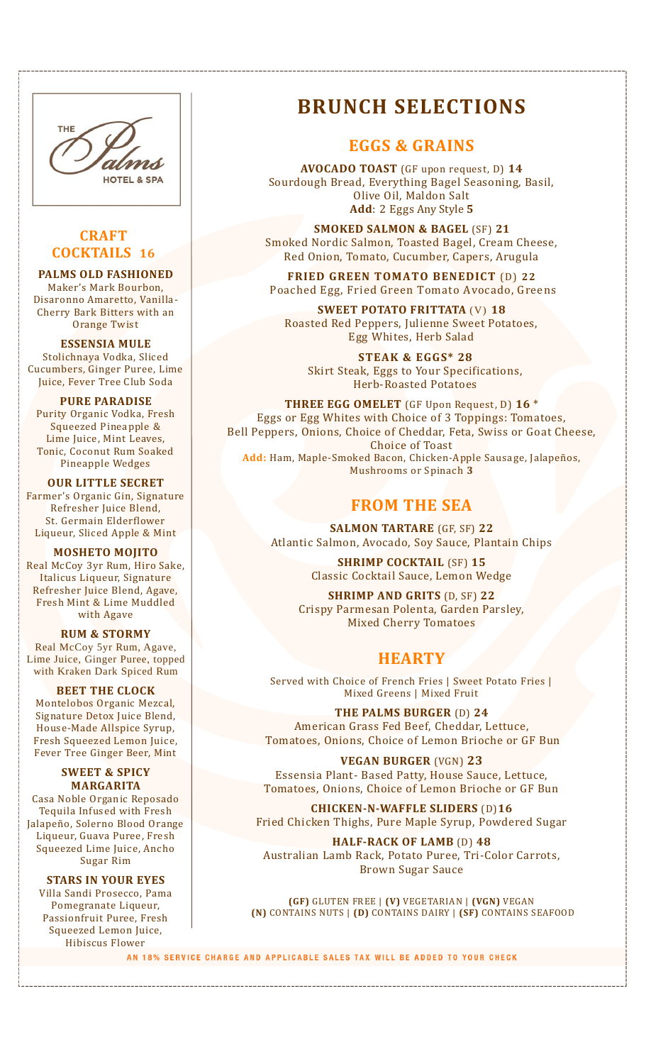THE Palms HOTEL & SPA

## CRAFT COCKTAILS 16

**PALMS OLD FASHIONED**
Maker's Mark Bourbon, Disaronno Amaretto, Vanilla-Cherry Bark Bitters with an Orange Twist

**ESSENSIA MULE**
Stolichnaya Vodka, Sliced Cucumbers, Ginger Puree, Lime Juice, Fever Tree Club Soda

**PURE PARADISE**
Purity Organic Vodka, Fresh Squeezed Pineapple & Lime Juice, Mint Leaves, Tonic, Coconut Rum Soaked Pineapple Wedges

**OUR LITTLE SECRET**
Farmer's Organic Gin, Signature Refresher Juice Blend, St. Germain Elderflower Liqueur, Sliced Apple & Mint

**MOSHETO MOJITO**
Real McCoy 3yr Rum, Hiro Sake, Italicus Liqueur, Signature Refresher Juice Blend, Agave, Fresh Mint & Lime Muddled with Agave

**RUM & STORMY**
Real McCoy 5yr Rum, Agave, Lime Juice, Ginger Puree, topped with Kraken Dark Spiced Rum

**BEET THE CLOCK**
Montelobos Organic Mezcal, Signature Detox Juice Blend, House-Made Allspice Syrup, Fresh Squeezed Lemon Juice, Fever Tree Ginger Beer, Mint

**SWEET & SPICY MARGARITA**
Casa Noble Organic Reposado Tequila Infused with Fresh Jalapeño, Solerno Blood Orange Liqueur, Guava Puree, Fresh Squeezed Lime Juice, Ancho Sugar Rim

**STARS IN YOUR EYES**
Villa Sandi Prosecco, Pama Pomegranate Liqueur, Passionfruit Puree, Fresh Squeezed Lemon Juice, Hibiscus Flower

# BRUNCH SELECTIONS

## EGGS & GRAINS

**AVOCADO TOAST** (GF upon request, D) **14**
Sourdough Bread, Everything Bagel Seasoning, Basil, Olive Oil, Maldon Salt
**Add**: 2 Eggs Any Style **5**

**SMOKED SALMON & BAGEL** (SF) **21**
Smoked Nordic Salmon, Toasted Bagel, Cream Cheese, Red Onion, Tomato, Cucumber, Capers, Arugula

**FRIED GREEN TOMATO BENEDICT** (D) **22**
Poached Egg, Fried Green Tomato Avocado, Greens

**SWEET POTATO FRITTATA** (V) **18**
Roasted Red Peppers, Julienne Sweet Potatoes, Egg Whites, Herb Salad

**STEAK & EGGS* 28**
Skirt Steak, Eggs to Your Specifications, Herb-Roasted Potatoes

**THREE EGG OMELET** (GF Upon Request, D) **16** *
Eggs or Egg Whites with Choice of 3 Toppings: Tomatoes, Bell Peppers, Onions, Choice of Cheddar, Feta, Swiss or Goat Cheese, Choice of Toast
**Add:** Ham, Maple-Smoked Bacon, Chicken-Apple Sausage, Jalapeños, Mushrooms or Spinach **3**

## FROM THE SEA

**SALMON TARTARE** (GF, SF) **22**
Atlantic Salmon, Avocado, Soy Sauce, Plantain Chips

**SHRIMP COCKTAIL** (SF) **15**
Classic Cocktail Sauce, Lemon Wedge

**SHRIMP AND GRITS** (D, SF) **22**
Crispy Parmesan Polenta, Garden Parsley, Mixed Cherry Tomatoes

## HEARTY

Served with Choice of French Fries | Sweet Potato Fries | Mixed Greens | Mixed Fruit

**THE PALMS BURGER** (D) **24**
American Grass Fed Beef, Cheddar, Lettuce, Tomatoes, Onions, Choice of Lemon Brioche or GF Bun

**VEGAN BURGER** (VGN) **23**
Essensia Plant- Based Patty, House Sauce, Lettuce, Tomatoes, Onions, Choice of Lemon Brioche or GF Bun

**CHICKEN-N-WAFFLE SLIDERS** (D)**16**
Fried Chicken Thighs, Pure Maple Syrup, Powdered Sugar

**HALF-RACK OF LAMB** (D) **48**
Australian Lamb Rack, Potato Puree, Tri-Color Carrots, Brown Sugar Sauce

**(GF)** GLUTEN FREE | **(V)** VEGETARIAN | **(VGN)** VEGAN
**(N)** CONTAINS NUTS | **(D)** CONTAINS DAIRY | **(SF)** CONTAINS SEAFOOD

AN 18% SERVICE CHARGE AND APPLICABLE SALES TAX WILL BE ADDED TO YOUR CHECK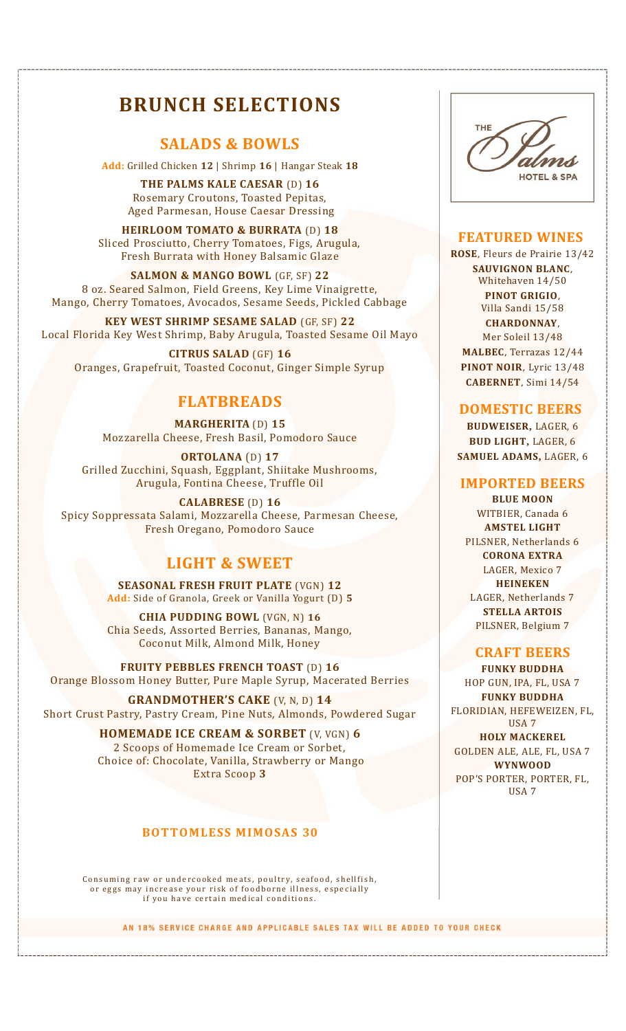# BRUNCH SELECTIONS

## SALADS & BOWLS

**Add:** Grilled Chicken **12** | Shrimp **16** | Hangar Steak **18**

**THE PALMS KALE CAESAR** (D) **16**
Rosemary Croutons, Toasted Pepitas, Aged Parmesan, House Caesar Dressing

**HEIRLOOM TOMATO & BURRATA** (D) **18**
Sliced Prosciutto, Cherry Tomatoes, Figs, Arugula, Fresh Burrata with Honey Balsamic Glaze

**SALMON & MANGO BOWL** (GF, SF) **22**
8 oz. Seared Salmon, Field Greens, Key Lime Vinaigrette, Mango, Cherry Tomatoes, Avocados, Sesame Seeds, Pickled Cabbage

**KEY WEST SHRIMP SESAME SALAD** (GF, SF) **22**
Local Florida Key West Shrimp, Baby Arugula, Toasted Sesame Oil Mayo

**CITRUS SALAD** (GF) **16**
Oranges, Grapefruit, Toasted Coconut, Ginger Simple Syrup

## FLATBREADS

**MARGHERITA** (D) **15**
Mozzarella Cheese, Fresh Basil, Pomodoro Sauce

**ORTOLANA** (D) **17**
Grilled Zucchini, Squash, Eggplant, Shiitake Mushrooms, Arugula, Fontina Cheese, Truffle Oil

**CALABRESE** (D) **16**
Spicy Soppressata Salami, Mozzarella Cheese, Parmesan Cheese, Fresh Oregano, Pomodoro Sauce

## LIGHT & SWEET

**SEASONAL FRESH FRUIT PLATE** (VGN) **12**
**Add:** Side of Granola, Greek or Vanilla Yogurt (D) **5**

**CHIA PUDDING BOWL** (VGN, N) **16**
Chia Seeds, Assorted Berries, Bananas, Mango, Coconut Milk, Almond Milk, Honey

**FRUITY PEBBLES FRENCH TOAST** (D) **16**
Orange Blossom Honey Butter, Pure Maple Syrup, Macerated Berries

**GRANDMOTHER'S CAKE** (V, N, D) **14**
Short Crust Pastry, Pastry Cream, Pine Nuts, Almonds, Powdered Sugar

**HOMEMADE ICE CREAM & SORBET** (V, VGN) **6**
2 Scoops of Homemade Ice Cream or Sorbet,
Choice of: Chocolate, Vanilla, Strawberry or Mango
Extra Scoop **3**

**BOTTOMLESS MIMOSAS 30**

Consuming raw or undercooked meats, poultry, seafood, shellfish, or eggs may increase your risk of foodborne illness, especially if you have certain medical conditions.

THE Palms HOTEL & SPA

## FEATURED WINES

**ROSE**, Fleurs de Prairie 13/42
**SAUVIGNON BLANC**, Whitehaven 14/50
**PINOT GRIGIO**, Villa Sandi 15/58
**CHARDONNAY**, Mer Soleil 13/48
**MALBEC**, Terrazas 12/44
**PINOT NOIR**, Lyric 13/48
**CABERNET**, Simi 14/54

## DOMESTIC BEERS

**BUDWEISER,** LAGER, 6
**BUD LIGHT,** LAGER, 6
**SAMUEL ADAMS,** LAGER, 6

## IMPORTED BEERS

**BLUE MOON**
WITBIER, Canada 6
**AMSTEL LIGHT**
PILSNER, Netherlands 6
**CORONA EXTRA**
LAGER, Mexico 7
**HEINEKEN**
LAGER, Netherlands 7
**STELLA ARTOIS**
PILSNER, Belgium 7

## CRAFT BEERS

**FUNKY BUDDHA**
HOP GUN, IPA, FL, USA 7
**FUNKY BUDDHA**
FLORIDIAN, HEFEWEIZEN, FL, USA 7
**HOLY MACKEREL**
GOLDEN ALE, ALE, FL, USA 7
**WYNWOOD**
POP'S PORTER, PORTER, FL, USA 7

AN 18% SERVICE CHARGE AND APPLICABLE SALES TAX WILL BE ADDED TO YOUR CHECK